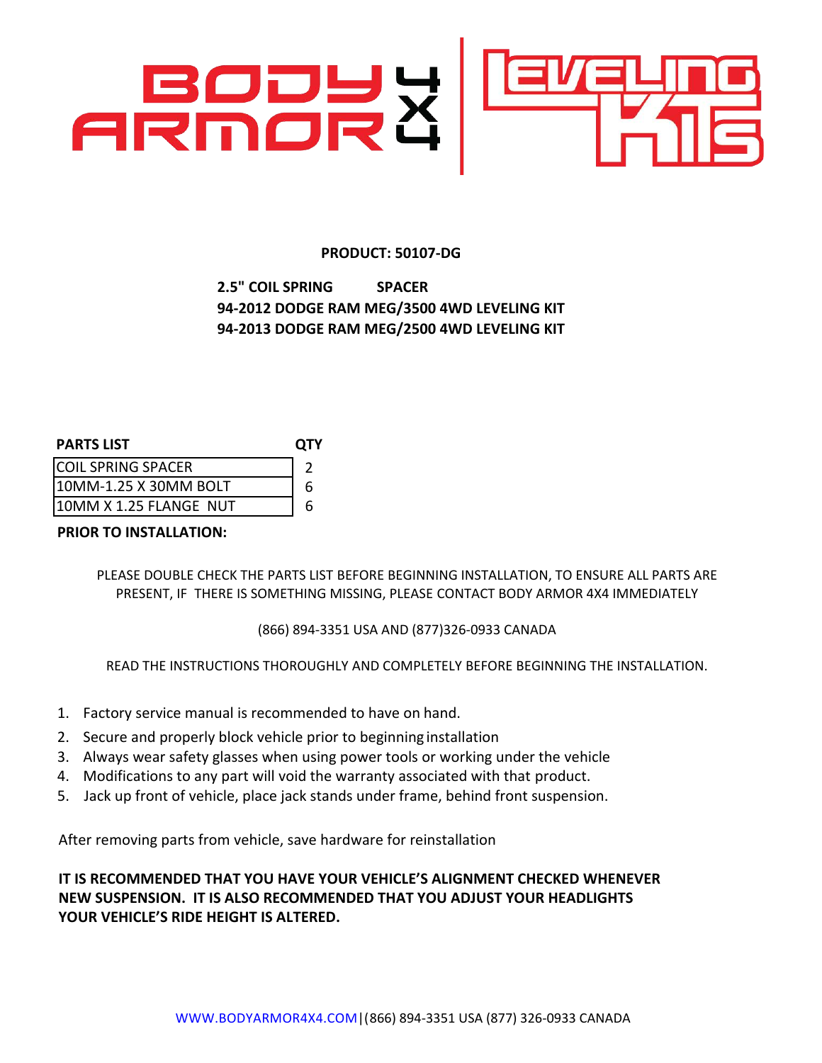# BODY ARMOR 4X4 | LEVELING KITS

**PRODUCT: 50107-DG**

**2.5" COIL SPRING SPACER**
**94-2012 DODGE RAM MEG/3500 4WD LEVELING KIT**
**94-2013 DODGE RAM MEG/2500 4WD LEVELING KIT**

| PARTS LIST | QTY |
|---|---|
| COIL SPRING SPACER | 2 |
| 10MM-1.25 X 30MM BOLT | 6 |
| 10MM X 1.25 FLANGE NUT | 6 |

**PRIOR TO INSTALLATION:**

PLEASE DOUBLE CHECK THE PARTS LIST BEFORE BEGINNING INSTALLATION, TO ENSURE ALL PARTS ARE PRESENT, IF THERE IS SOMETHING MISSING, PLEASE CONTACT BODY ARMOR 4X4 IMMEDIATELY

(866) 894-3351 USA AND (877)326-0933 CANADA

READ THE INSTRUCTIONS THOROUGHLY AND COMPLETELY BEFORE BEGINNING THE INSTALLATION.

1. Factory service manual is recommended to have on hand.
2. Secure and properly block vehicle prior to beginning installation
3. Always wear safety glasses when using power tools or working under the vehicle
4. Modifications to any part will void the warranty associated with that product.
5. Jack up front of vehicle, place jack stands under frame, behind front suspension.

After removing parts from vehicle, save hardware for reinstallation

**IT IS RECOMMENDED THAT YOU HAVE YOUR VEHICLE'S ALIGNMENT CHECKED WHENEVER NEW SUSPENSION. IT IS ALSO RECOMMENDED THAT YOU ADJUST YOUR HEADLIGHTS YOUR VEHICLE'S RIDE HEIGHT IS ALTERED.**

WWW.BODYARMOR4X4.COM|(866) 894-3351 USA (877) 326-0933 CANADA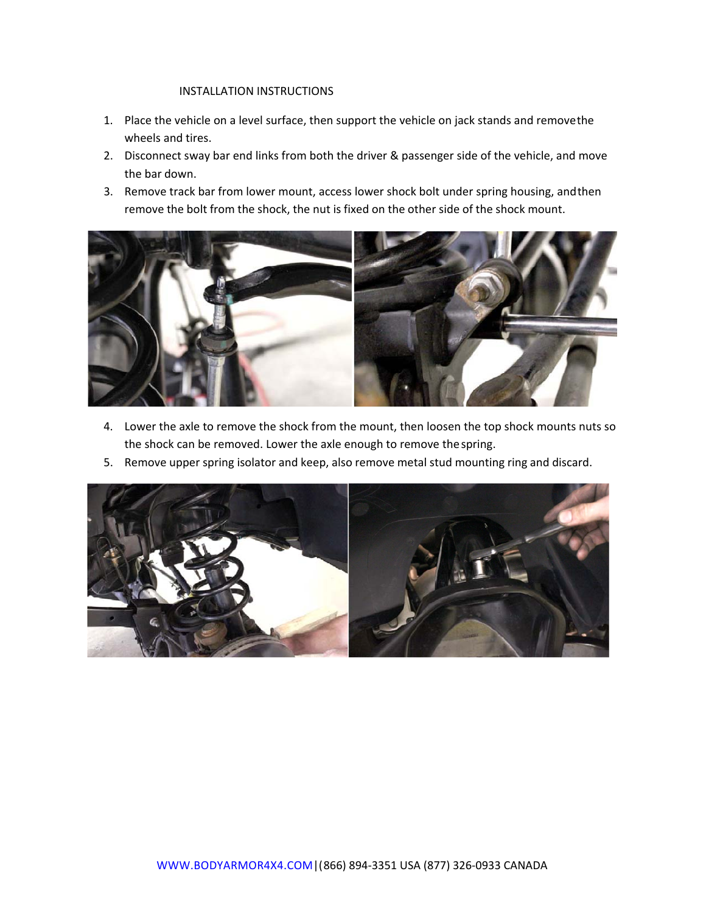INSTALLATION INSTRUCTIONS

1. Place the vehicle on a level surface, then support the vehicle on jack stands and remove the wheels and tires.
2. Disconnect sway bar end links from both the driver & passenger side of the vehicle, and move the bar down.
3. Remove track bar from lower mount, access lower shock bolt under spring housing, and then remove the bolt from the shock, the nut is fixed on the other side of the shock mount.
4. Lower the axle to remove the shock from the mount, then loosen the top shock mounts nuts so the shock can be removed. Lower the axle enough to remove the spring.
5. Remove upper spring isolator and keep, also remove metal stud mounting ring and discard.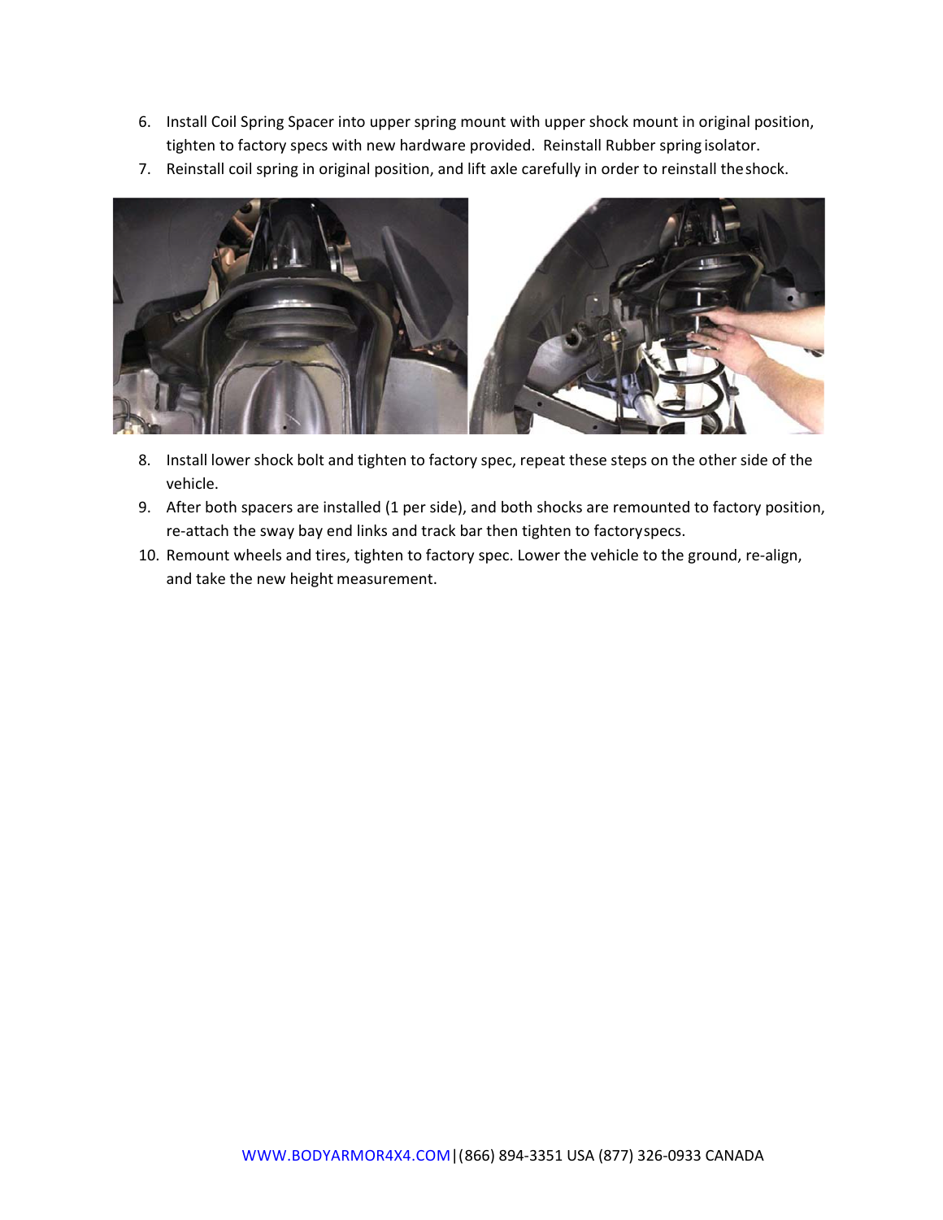6. Install Coil Spring Spacer into upper spring mount with upper shock mount in original position, tighten to factory specs with new hardware provided. Reinstall Rubber spring isolator.
7. Reinstall coil spring in original position, and lift axle carefully in order to reinstall the shock.
8. Install lower shock bolt and tighten to factory spec, repeat these steps on the other side of the vehicle.
9. After both spacers are installed (1 per side), and both shocks are remounted to factory position, re-attach the sway bay end links and track bar then tighten to factory specs.
10. Remount wheels and tires, tighten to factory spec. Lower the vehicle to the ground, re-align, and take the new height measurement.

WWW.BODYARMOR4X4.COM | (866) 894-3351 USA (877) 326-0933 CANADA